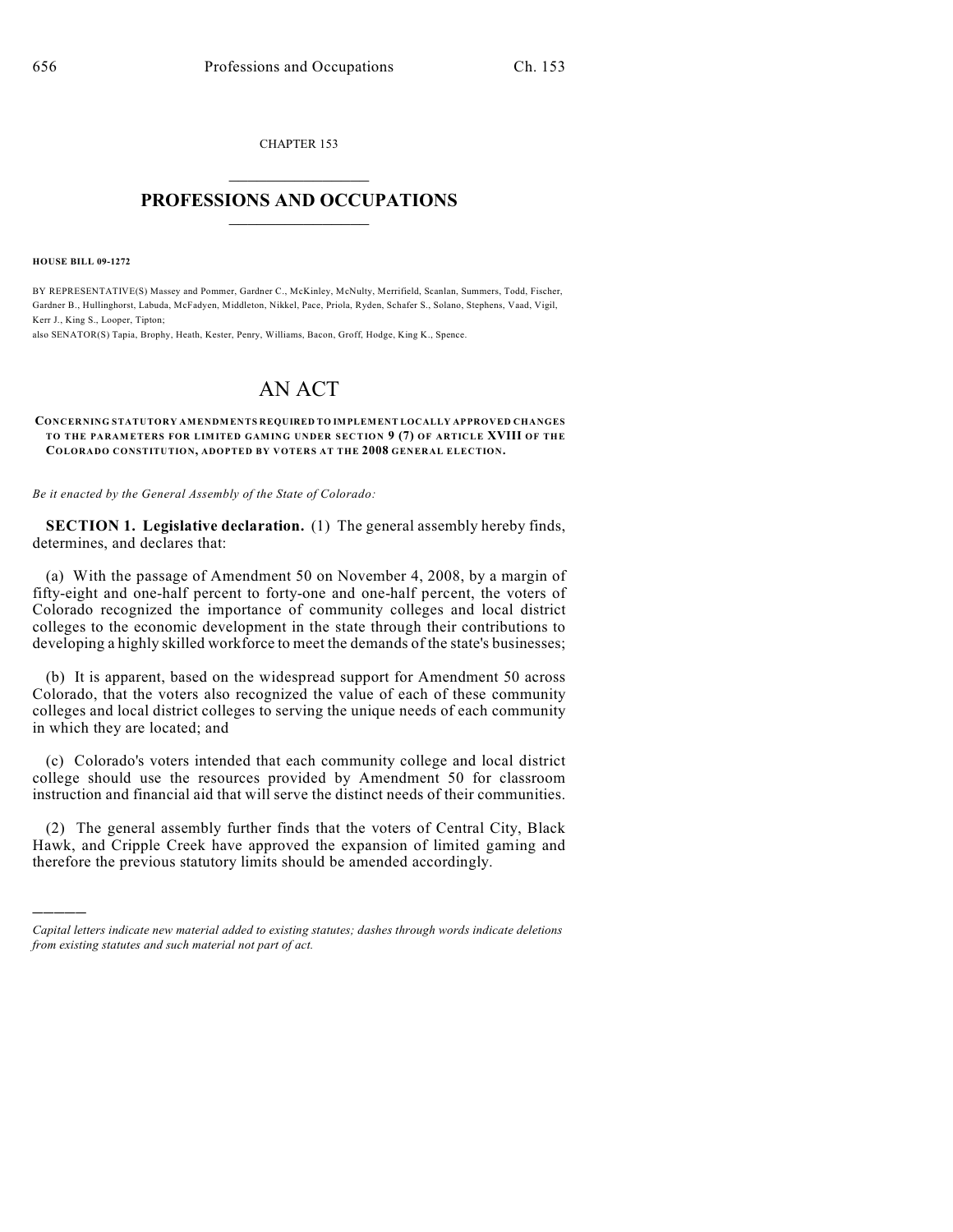CHAPTER 153

# PROFESSIONS AND OCCUPATIONS

**HOUSE BILL 09-1272**

BY REPRESENTATIVE(S) Massey and Pommer, Gardner C., McKinley, McNulty, Merrifield, Scanlan, Summers, Todd, Fischer, Gardner B., Hullinghorst, Labuda, McFadyen, Middleton, Nikkel, Pace, Priola, Ryden, Schafer S., Solano, Stephens, Vaad, Vigil, Kerr J., King S., Looper, Tipton;
also SENATOR(S) Tapia, Brophy, Heath, Kester, Penry, Williams, Bacon, Groff, Hodge, King K., Spence.

# AN ACT

**CONCERNING STATUTORY AMENDMENTS REQUIRED TO IMPLEMENT LOCALLY APPROVED CHANGES TO THE PARAMETERS FOR LIMITED GAMING UNDER SECTION 9 (7) OF ARTICLE XVIII OF THE COLORADO CONSTITUTION, ADOPTED BY VOTERS AT THE 2008 GENERAL ELECTION.**

*Be it enacted by the General Assembly of the State of Colorado:*

**SECTION 1. Legislative declaration.** (1) The general assembly hereby finds, determines, and declares that:

(a) With the passage of Amendment 50 on November 4, 2008, by a margin of fifty-eight and one-half percent to forty-one and one-half percent, the voters of Colorado recognized the importance of community colleges and local district colleges to the economic development in the state through their contributions to developing a highly skilled workforce to meet the demands of the state's businesses;

(b) It is apparent, based on the widespread support for Amendment 50 across Colorado, that the voters also recognized the value of each of these community colleges and local district colleges to serving the unique needs of each community in which they are located; and

(c) Colorado's voters intended that each community college and local district college should use the resources provided by Amendment 50 for classroom instruction and financial aid that will serve the distinct needs of their communities.

(2) The general assembly further finds that the voters of Central City, Black Hawk, and Cripple Creek have approved the expansion of limited gaming and therefore the previous statutory limits should be amended accordingly.

---

*Capital letters indicate new material added to existing statutes; dashes through words indicate deletions from existing statutes and such material not part of act.*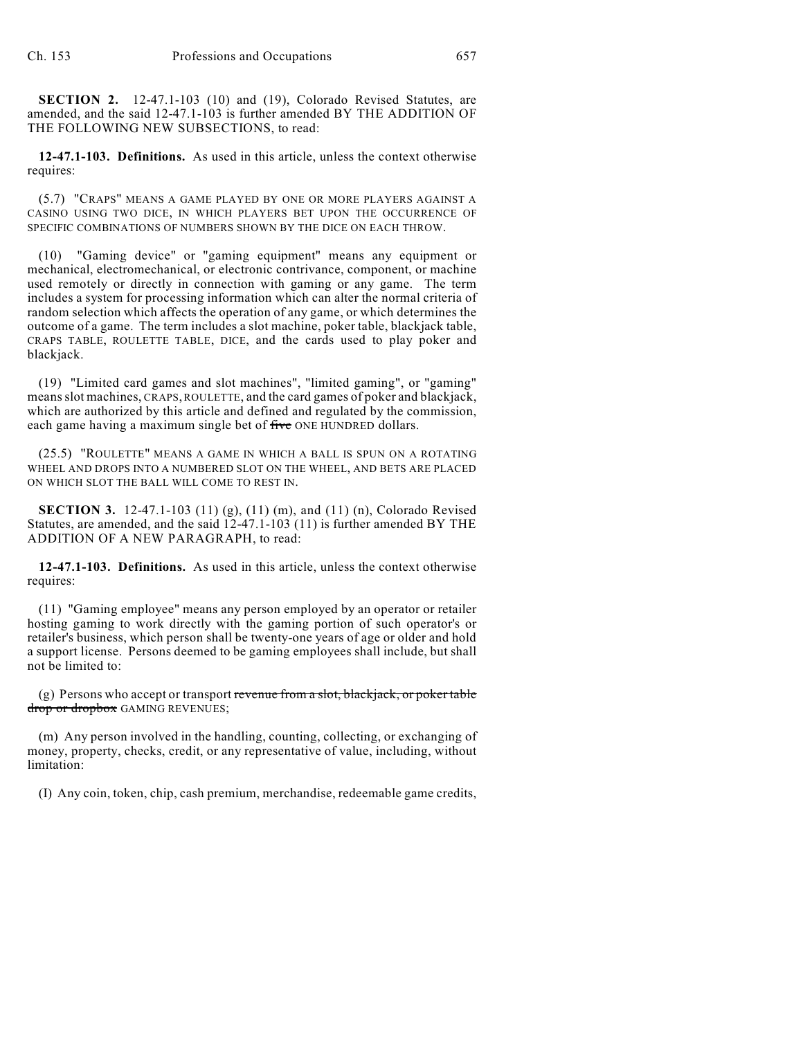**SECTION 2.** 12-47.1-103 (10) and (19), Colorado Revised Statutes, are amended, and the said 12-47.1-103 is further amended BY THE ADDITION OF THE FOLLOWING NEW SUBSECTIONS, to read:

**12-47.1-103. Definitions.** As used in this article, unless the context otherwise requires:

(5.7) "CRAPS" MEANS A GAME PLAYED BY ONE OR MORE PLAYERS AGAINST A CASINO USING TWO DICE, IN WHICH PLAYERS BET UPON THE OCCURRENCE OF SPECIFIC COMBINATIONS OF NUMBERS SHOWN BY THE DICE ON EACH THROW.

(10) "Gaming device" or "gaming equipment" means any equipment or mechanical, electromechanical, or electronic contrivance, component, or machine used remotely or directly in connection with gaming or any game. The term includes a system for processing information which can alter the normal criteria of random selection which affects the operation of any game, or which determines the outcome of a game. The term includes a slot machine, poker table, blackjack table, CRAPS TABLE, ROULETTE TABLE, DICE, and the cards used to play poker and blackjack.

(19) "Limited card games and slot machines", "limited gaming", or "gaming" means slot machines, CRAPS, ROULETTE, and the card games of poker and blackjack, which are authorized by this article and defined and regulated by the commission, each game having a maximum single bet of ~~five~~ ONE HUNDRED dollars.

(25.5) "ROULETTE" MEANS A GAME IN WHICH A BALL IS SPUN ON A ROTATING WHEEL AND DROPS INTO A NUMBERED SLOT ON THE WHEEL, AND BETS ARE PLACED ON WHICH SLOT THE BALL WILL COME TO REST IN.

**SECTION 3.** 12-47.1-103 (11) (g), (11) (m), and (11) (n), Colorado Revised Statutes, are amended, and the said 12-47.1-103 (11) is further amended BY THE ADDITION OF A NEW PARAGRAPH, to read:

**12-47.1-103. Definitions.** As used in this article, unless the context otherwise requires:

(11) "Gaming employee" means any person employed by an operator or retailer hosting gaming to work directly with the gaming portion of such operator's or retailer's business, which person shall be twenty-one years of age or older and hold a support license. Persons deemed to be gaming employees shall include, but shall not be limited to:

(g) Persons who accept or transport ~~revenue from a slot, blackjack, or poker table drop or dropbox~~ GAMING REVENUES;

(m) Any person involved in the handling, counting, collecting, or exchanging of money, property, checks, credit, or any representative of value, including, without limitation:

(I) Any coin, token, chip, cash premium, merchandise, redeemable game credits,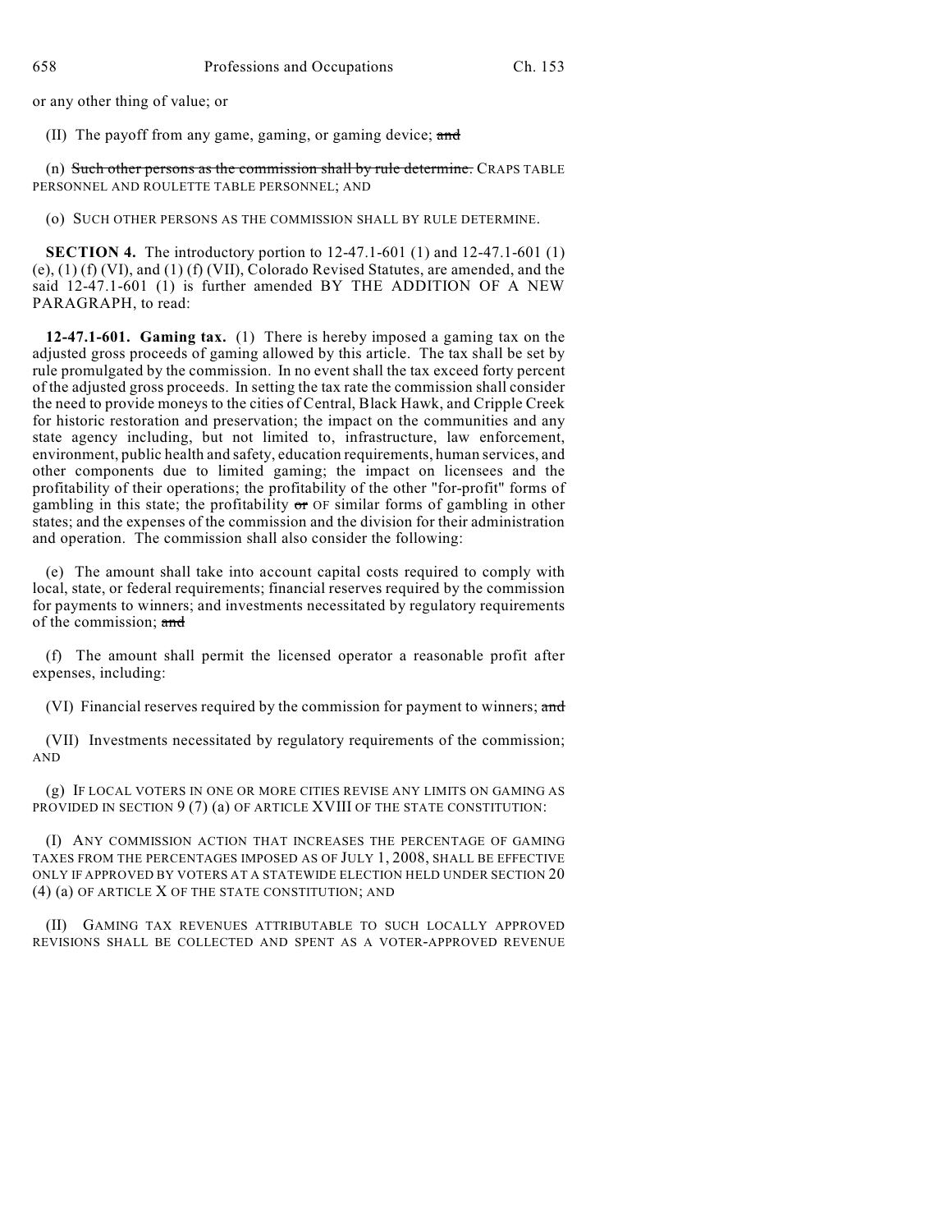or any other thing of value; or

(II) The payoff from any game, gaming, or gaming device; ~~and~~

(n) ~~Such other persons as the commission shall by rule determine.~~ CRAPS TABLE PERSONNEL AND ROULETTE TABLE PERSONNEL; AND

(o) SUCH OTHER PERSONS AS THE COMMISSION SHALL BY RULE DETERMINE.

**SECTION 4.** The introductory portion to 12-47.1-601 (1) and 12-47.1-601 (1) (e), (1) (f) (VI), and (1) (f) (VII), Colorado Revised Statutes, are amended, and the said 12-47.1-601 (1) is further amended BY THE ADDITION OF A NEW PARAGRAPH, to read:

**12-47.1-601. Gaming tax.** (1) There is hereby imposed a gaming tax on the adjusted gross proceeds of gaming allowed by this article. The tax shall be set by rule promulgated by the commission. In no event shall the tax exceed forty percent of the adjusted gross proceeds. In setting the tax rate the commission shall consider the need to provide moneys to the cities of Central, Black Hawk, and Cripple Creek for historic restoration and preservation; the impact on the communities and any state agency including, but not limited to, infrastructure, law enforcement, environment, public health and safety, education requirements, human services, and other components due to limited gaming; the impact on licensees and the profitability of their operations; the profitability of the other "for-profit" forms of gambling in this state; the profitability ~~or~~ OF similar forms of gambling in other states; and the expenses of the commission and the division for their administration and operation. The commission shall also consider the following:

(e) The amount shall take into account capital costs required to comply with local, state, or federal requirements; financial reserves required by the commission for payments to winners; and investments necessitated by regulatory requirements of the commission; ~~and~~

(f) The amount shall permit the licensed operator a reasonable profit after expenses, including:

(VI) Financial reserves required by the commission for payment to winners; ~~and~~

(VII) Investments necessitated by regulatory requirements of the commission; AND

(g) IF LOCAL VOTERS IN ONE OR MORE CITIES REVISE ANY LIMITS ON GAMING AS PROVIDED IN SECTION 9 (7) (a) OF ARTICLE XVIII OF THE STATE CONSTITUTION:

(I) ANY COMMISSION ACTION THAT INCREASES THE PERCENTAGE OF GAMING TAXES FROM THE PERCENTAGES IMPOSED AS OF JULY 1, 2008, SHALL BE EFFECTIVE ONLY IF APPROVED BY VOTERS AT A STATEWIDE ELECTION HELD UNDER SECTION 20 (4) (a) OF ARTICLE X OF THE STATE CONSTITUTION; AND

(II) GAMING TAX REVENUES ATTRIBUTABLE TO SUCH LOCALLY APPROVED REVISIONS SHALL BE COLLECTED AND SPENT AS A VOTER-APPROVED REVENUE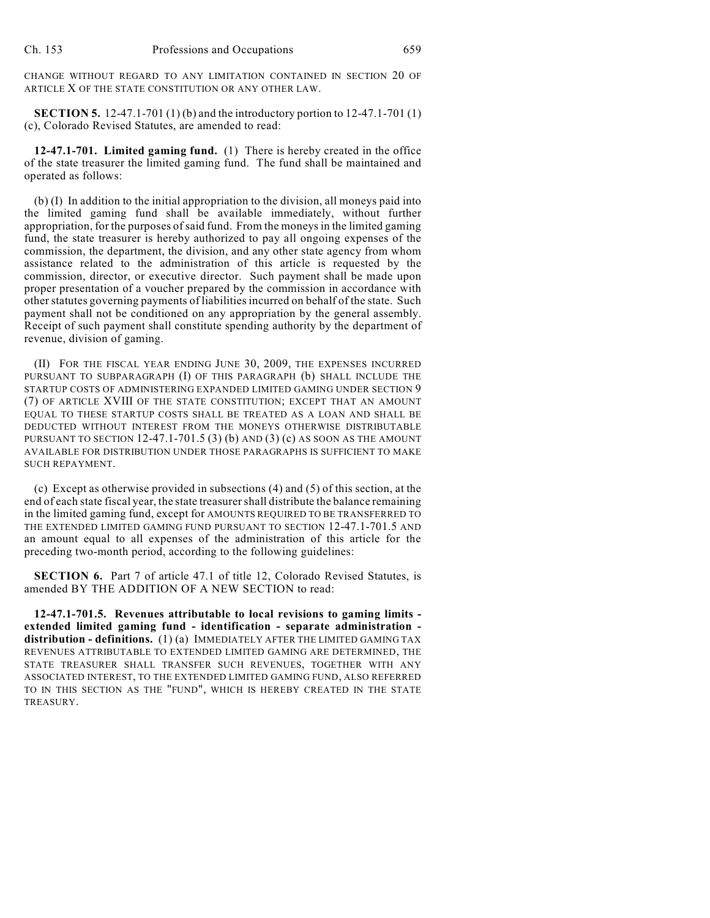CHANGE WITHOUT REGARD TO ANY LIMITATION CONTAINED IN SECTION 20 OF ARTICLE X OF THE STATE CONSTITUTION OR ANY OTHER LAW.

**SECTION 5.** 12-47.1-701 (1) (b) and the introductory portion to 12-47.1-701 (1) (c), Colorado Revised Statutes, are amended to read:

**12-47.1-701. Limited gaming fund.** (1) There is hereby created in the office of the state treasurer the limited gaming fund. The fund shall be maintained and operated as follows:

(b) (I) In addition to the initial appropriation to the division, all moneys paid into the limited gaming fund shall be available immediately, without further appropriation, for the purposes of said fund. From the moneys in the limited gaming fund, the state treasurer is hereby authorized to pay all ongoing expenses of the commission, the department, the division, and any other state agency from whom assistance related to the administration of this article is requested by the commission, director, or executive director. Such payment shall be made upon proper presentation of a voucher prepared by the commission in accordance with other statutes governing payments of liabilities incurred on behalf of the state. Such payment shall not be conditioned on any appropriation by the general assembly. Receipt of such payment shall constitute spending authority by the department of revenue, division of gaming.

(II) FOR THE FISCAL YEAR ENDING JUNE 30, 2009, THE EXPENSES INCURRED PURSUANT TO SUBPARAGRAPH (I) OF THIS PARAGRAPH (b) SHALL INCLUDE THE STARTUP COSTS OF ADMINISTERING EXPANDED LIMITED GAMING UNDER SECTION 9 (7) OF ARTICLE XVIII OF THE STATE CONSTITUTION; EXCEPT THAT AN AMOUNT EQUAL TO THESE STARTUP COSTS SHALL BE TREATED AS A LOAN AND SHALL BE DEDUCTED WITHOUT INTEREST FROM THE MONEYS OTHERWISE DISTRIBUTABLE PURSUANT TO SECTION 12-47.1-701.5 (3) (b) AND (3) (c) AS SOON AS THE AMOUNT AVAILABLE FOR DISTRIBUTION UNDER THOSE PARAGRAPHS IS SUFFICIENT TO MAKE SUCH REPAYMENT.

(c) Except as otherwise provided in subsections (4) and (5) of this section, at the end of each state fiscal year, the state treasurer shall distribute the balance remaining in the limited gaming fund, except for AMOUNTS REQUIRED TO BE TRANSFERRED TO THE EXTENDED LIMITED GAMING FUND PURSUANT TO SECTION 12-47.1-701.5 AND an amount equal to all expenses of the administration of this article for the preceding two-month period, according to the following guidelines:

**SECTION 6.** Part 7 of article 47.1 of title 12, Colorado Revised Statutes, is amended BY THE ADDITION OF A NEW SECTION to read:

**12-47.1-701.5. Revenues attributable to local revisions to gaming limits - extended limited gaming fund - identification - separate administration - distribution - definitions.** (1) (a) IMMEDIATELY AFTER THE LIMITED GAMING TAX REVENUES ATTRIBUTABLE TO EXTENDED LIMITED GAMING ARE DETERMINED, THE STATE TREASURER SHALL TRANSFER SUCH REVENUES, TOGETHER WITH ANY ASSOCIATED INTEREST, TO THE EXTENDED LIMITED GAMING FUND, ALSO REFERRED TO IN THIS SECTION AS THE "FUND", WHICH IS HEREBY CREATED IN THE STATE TREASURY.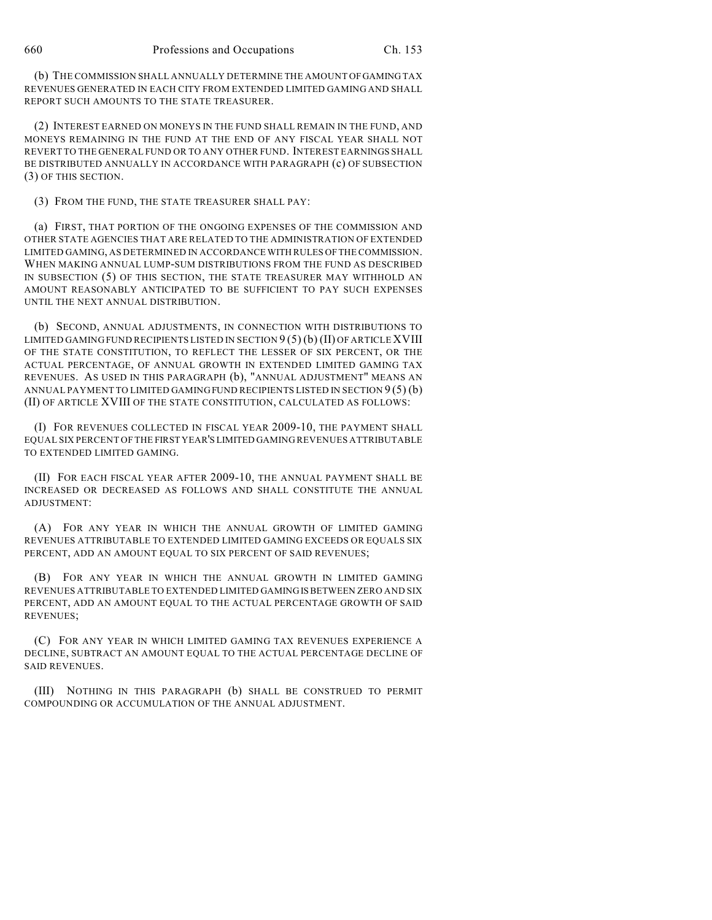(b) THE COMMISSION SHALL ANNUALLY DETERMINE THE AMOUNT OF GAMING TAX REVENUES GENERATED IN EACH CITY FROM EXTENDED LIMITED GAMING AND SHALL REPORT SUCH AMOUNTS TO THE STATE TREASURER.

(2) INTEREST EARNED ON MONEYS IN THE FUND SHALL REMAIN IN THE FUND, AND MONEYS REMAINING IN THE FUND AT THE END OF ANY FISCAL YEAR SHALL NOT REVERT TO THE GENERAL FUND OR TO ANY OTHER FUND. INTEREST EARNINGS SHALL BE DISTRIBUTED ANNUALLY IN ACCORDANCE WITH PARAGRAPH (c) OF SUBSECTION (3) OF THIS SECTION.

(3) FROM THE FUND, THE STATE TREASURER SHALL PAY:

(a) FIRST, THAT PORTION OF THE ONGOING EXPENSES OF THE COMMISSION AND OTHER STATE AGENCIES THAT ARE RELATED TO THE ADMINISTRATION OF EXTENDED LIMITED GAMING, AS DETERMINED IN ACCORDANCE WITH RULES OF THE COMMISSION. WHEN MAKING ANNUAL LUMP-SUM DISTRIBUTIONS FROM THE FUND AS DESCRIBED IN SUBSECTION (5) OF THIS SECTION, THE STATE TREASURER MAY WITHHOLD AN AMOUNT REASONABLY ANTICIPATED TO BE SUFFICIENT TO PAY SUCH EXPENSES UNTIL THE NEXT ANNUAL DISTRIBUTION.

(b) SECOND, ANNUAL ADJUSTMENTS, IN CONNECTION WITH DISTRIBUTIONS TO LIMITED GAMING FUND RECIPIENTS LISTED IN SECTION 9 (5) (b) (II) OF ARTICLE XVIII OF THE STATE CONSTITUTION, TO REFLECT THE LESSER OF SIX PERCENT, OR THE ACTUAL PERCENTAGE, OF ANNUAL GROWTH IN EXTENDED LIMITED GAMING TAX REVENUES. AS USED IN THIS PARAGRAPH (b), "ANNUAL ADJUSTMENT" MEANS AN ANNUAL PAYMENT TO LIMITED GAMING FUND RECIPIENTS LISTED IN SECTION 9 (5) (b) (II) OF ARTICLE XVIII OF THE STATE CONSTITUTION, CALCULATED AS FOLLOWS:

(I) FOR REVENUES COLLECTED IN FISCAL YEAR 2009-10, THE PAYMENT SHALL EQUAL SIX PERCENT OF THE FIRST YEAR'S LIMITED GAMING REVENUES ATTRIBUTABLE TO EXTENDED LIMITED GAMING.

(II) FOR EACH FISCAL YEAR AFTER 2009-10, THE ANNUAL PAYMENT SHALL BE INCREASED OR DECREASED AS FOLLOWS AND SHALL CONSTITUTE THE ANNUAL ADJUSTMENT:

(A) FOR ANY YEAR IN WHICH THE ANNUAL GROWTH OF LIMITED GAMING REVENUES ATTRIBUTABLE TO EXTENDED LIMITED GAMING EXCEEDS OR EQUALS SIX PERCENT, ADD AN AMOUNT EQUAL TO SIX PERCENT OF SAID REVENUES;

(B) FOR ANY YEAR IN WHICH THE ANNUAL GROWTH IN LIMITED GAMING REVENUES ATTRIBUTABLE TO EXTENDED LIMITED GAMING IS BETWEEN ZERO AND SIX PERCENT, ADD AN AMOUNT EQUAL TO THE ACTUAL PERCENTAGE GROWTH OF SAID REVENUES;

(C) FOR ANY YEAR IN WHICH LIMITED GAMING TAX REVENUES EXPERIENCE A DECLINE, SUBTRACT AN AMOUNT EQUAL TO THE ACTUAL PERCENTAGE DECLINE OF SAID REVENUES.

(III) NOTHING IN THIS PARAGRAPH (b) SHALL BE CONSTRUED TO PERMIT COMPOUNDING OR ACCUMULATION OF THE ANNUAL ADJUSTMENT.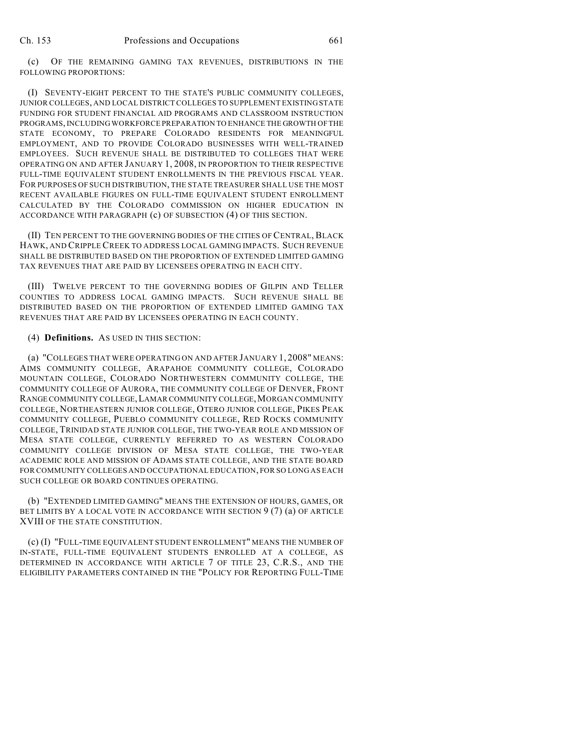(c) OF THE REMAINING GAMING TAX REVENUES, DISTRIBUTIONS IN THE FOLLOWING PROPORTIONS:

(I) SEVENTY-EIGHT PERCENT TO THE STATE'S PUBLIC COMMUNITY COLLEGES, JUNIOR COLLEGES, AND LOCAL DISTRICT COLLEGES TO SUPPLEMENT EXISTING STATE FUNDING FOR STUDENT FINANCIAL AID PROGRAMS AND CLASSROOM INSTRUCTION PROGRAMS, INCLUDING WORKFORCE PREPARATION TO ENHANCE THE GROWTH OF THE STATE ECONOMY, TO PREPARE COLORADO RESIDENTS FOR MEANINGFUL EMPLOYMENT, AND TO PROVIDE COLORADO BUSINESSES WITH WELL-TRAINED EMPLOYEES. SUCH REVENUE SHALL BE DISTRIBUTED TO COLLEGES THAT WERE OPERATING ON AND AFTER JANUARY 1, 2008, IN PROPORTION TO THEIR RESPECTIVE FULL-TIME EQUIVALENT STUDENT ENROLLMENTS IN THE PREVIOUS FISCAL YEAR. FOR PURPOSES OF SUCH DISTRIBUTION, THE STATE TREASURER SHALL USE THE MOST RECENT AVAILABLE FIGURES ON FULL-TIME EQUIVALENT STUDENT ENROLLMENT CALCULATED BY THE COLORADO COMMISSION ON HIGHER EDUCATION IN ACCORDANCE WITH PARAGRAPH (c) OF SUBSECTION (4) OF THIS SECTION.

(II) TEN PERCENT TO THE GOVERNING BODIES OF THE CITIES OF CENTRAL, BLACK HAWK, AND CRIPPLE CREEK TO ADDRESS LOCAL GAMING IMPACTS. SUCH REVENUE SHALL BE DISTRIBUTED BASED ON THE PROPORTION OF EXTENDED LIMITED GAMING TAX REVENUES THAT ARE PAID BY LICENSEES OPERATING IN EACH CITY.

(III) TWELVE PERCENT TO THE GOVERNING BODIES OF GILPIN AND TELLER COUNTIES TO ADDRESS LOCAL GAMING IMPACTS. SUCH REVENUE SHALL BE DISTRIBUTED BASED ON THE PROPORTION OF EXTENDED LIMITED GAMING TAX REVENUES THAT ARE PAID BY LICENSEES OPERATING IN EACH COUNTY.

(4) **Definitions.** AS USED IN THIS SECTION:

(a) "COLLEGES THAT WERE OPERATING ON AND AFTER JANUARY 1, 2008" MEANS: AIMS COMMUNITY COLLEGE, ARAPAHOE COMMUNITY COLLEGE, COLORADO MOUNTAIN COLLEGE, COLORADO NORTHWESTERN COMMUNITY COLLEGE, THE COMMUNITY COLLEGE OF AURORA, THE COMMUNITY COLLEGE OF DENVER, FRONT RANGE COMMUNITY COLLEGE, LAMAR COMMUNITY COLLEGE, MORGAN COMMUNITY COLLEGE, NORTHEASTERN JUNIOR COLLEGE, OTERO JUNIOR COLLEGE, PIKES PEAK COMMUNITY COLLEGE, PUEBLO COMMUNITY COLLEGE, RED ROCKS COMMUNITY COLLEGE, TRINIDAD STATE JUNIOR COLLEGE, THE TWO-YEAR ROLE AND MISSION OF MESA STATE COLLEGE, CURRENTLY REFERRED TO AS WESTERN COLORADO COMMUNITY COLLEGE DIVISION OF MESA STATE COLLEGE, THE TWO-YEAR ACADEMIC ROLE AND MISSION OF ADAMS STATE COLLEGE, AND THE STATE BOARD FOR COMMUNITY COLLEGES AND OCCUPATIONAL EDUCATION, FOR SO LONG AS EACH SUCH COLLEGE OR BOARD CONTINUES OPERATING.

(b) "EXTENDED LIMITED GAMING" MEANS THE EXTENSION OF HOURS, GAMES, OR BET LIMITS BY A LOCAL VOTE IN ACCORDANCE WITH SECTION 9 (7) (a) OF ARTICLE XVIII OF THE STATE CONSTITUTION.

(c) (I) "FULL-TIME EQUIVALENT STUDENT ENROLLMENT" MEANS THE NUMBER OF IN-STATE, FULL-TIME EQUIVALENT STUDENTS ENROLLED AT A COLLEGE, AS DETERMINED IN ACCORDANCE WITH ARTICLE 7 OF TITLE 23, C.R.S., AND THE ELIGIBILITY PARAMETERS CONTAINED IN THE "POLICY FOR REPORTING FULL-TIME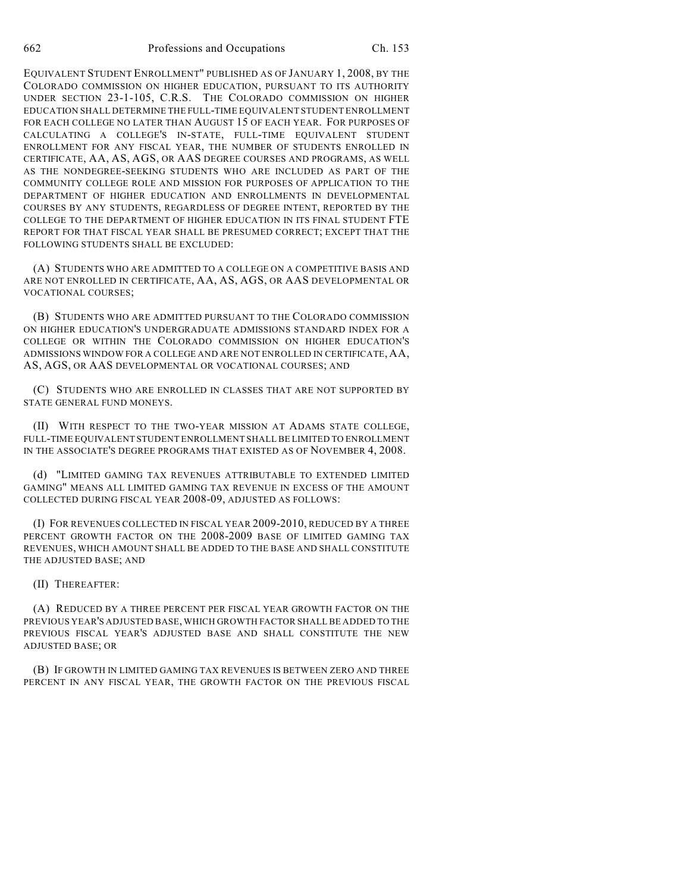EQUIVALENT STUDENT ENROLLMENT" PUBLISHED AS OF JANUARY 1, 2008, BY THE COLORADO COMMISSION ON HIGHER EDUCATION, PURSUANT TO ITS AUTHORITY UNDER SECTION 23-1-105, C.R.S. THE COLORADO COMMISSION ON HIGHER EDUCATION SHALL DETERMINE THE FULL-TIME EQUIVALENT STUDENT ENROLLMENT FOR EACH COLLEGE NO LATER THAN AUGUST 15 OF EACH YEAR. FOR PURPOSES OF CALCULATING A COLLEGE'S IN-STATE, FULL-TIME EQUIVALENT STUDENT ENROLLMENT FOR ANY FISCAL YEAR, THE NUMBER OF STUDENTS ENROLLED IN CERTIFICATE, AA, AS, AGS, OR AAS DEGREE COURSES AND PROGRAMS, AS WELL AS THE NONDEGREE-SEEKING STUDENTS WHO ARE INCLUDED AS PART OF THE COMMUNITY COLLEGE ROLE AND MISSION FOR PURPOSES OF APPLICATION TO THE DEPARTMENT OF HIGHER EDUCATION AND ENROLLMENTS IN DEVELOPMENTAL COURSES BY ANY STUDENTS, REGARDLESS OF DEGREE INTENT, REPORTED BY THE COLLEGE TO THE DEPARTMENT OF HIGHER EDUCATION IN ITS FINAL STUDENT FTE REPORT FOR THAT FISCAL YEAR SHALL BE PRESUMED CORRECT; EXCEPT THAT THE FOLLOWING STUDENTS SHALL BE EXCLUDED:

(A) STUDENTS WHO ARE ADMITTED TO A COLLEGE ON A COMPETITIVE BASIS AND ARE NOT ENROLLED IN CERTIFICATE, AA, AS, AGS, OR AAS DEVELOPMENTAL OR VOCATIONAL COURSES;

(B) STUDENTS WHO ARE ADMITTED PURSUANT TO THE COLORADO COMMISSION ON HIGHER EDUCATION'S UNDERGRADUATE ADMISSIONS STANDARD INDEX FOR A COLLEGE OR WITHIN THE COLORADO COMMISSION ON HIGHER EDUCATION'S ADMISSIONS WINDOW FOR A COLLEGE AND ARE NOT ENROLLED IN CERTIFICATE, AA, AS, AGS, OR AAS DEVELOPMENTAL OR VOCATIONAL COURSES; AND

(C) STUDENTS WHO ARE ENROLLED IN CLASSES THAT ARE NOT SUPPORTED BY STATE GENERAL FUND MONEYS.

(II) WITH RESPECT TO THE TWO-YEAR MISSION AT ADAMS STATE COLLEGE, FULL-TIME EQUIVALENT STUDENT ENROLLMENT SHALL BE LIMITED TO ENROLLMENT IN THE ASSOCIATE'S DEGREE PROGRAMS THAT EXISTED AS OF NOVEMBER 4, 2008.

(d) "LIMITED GAMING TAX REVENUES ATTRIBUTABLE TO EXTENDED LIMITED GAMING" MEANS ALL LIMITED GAMING TAX REVENUE IN EXCESS OF THE AMOUNT COLLECTED DURING FISCAL YEAR 2008-09, ADJUSTED AS FOLLOWS:

(I) FOR REVENUES COLLECTED IN FISCAL YEAR 2009-2010, REDUCED BY A THREE PERCENT GROWTH FACTOR ON THE 2008-2009 BASE OF LIMITED GAMING TAX REVENUES, WHICH AMOUNT SHALL BE ADDED TO THE BASE AND SHALL CONSTITUTE THE ADJUSTED BASE; AND

(II) THEREAFTER:

(A) REDUCED BY A THREE PERCENT PER FISCAL YEAR GROWTH FACTOR ON THE PREVIOUS YEAR'S ADJUSTED BASE, WHICH GROWTH FACTOR SHALL BE ADDED TO THE PREVIOUS FISCAL YEAR'S ADJUSTED BASE AND SHALL CONSTITUTE THE NEW ADJUSTED BASE; OR

(B) IF GROWTH IN LIMITED GAMING TAX REVENUES IS BETWEEN ZERO AND THREE PERCENT IN ANY FISCAL YEAR, THE GROWTH FACTOR ON THE PREVIOUS FISCAL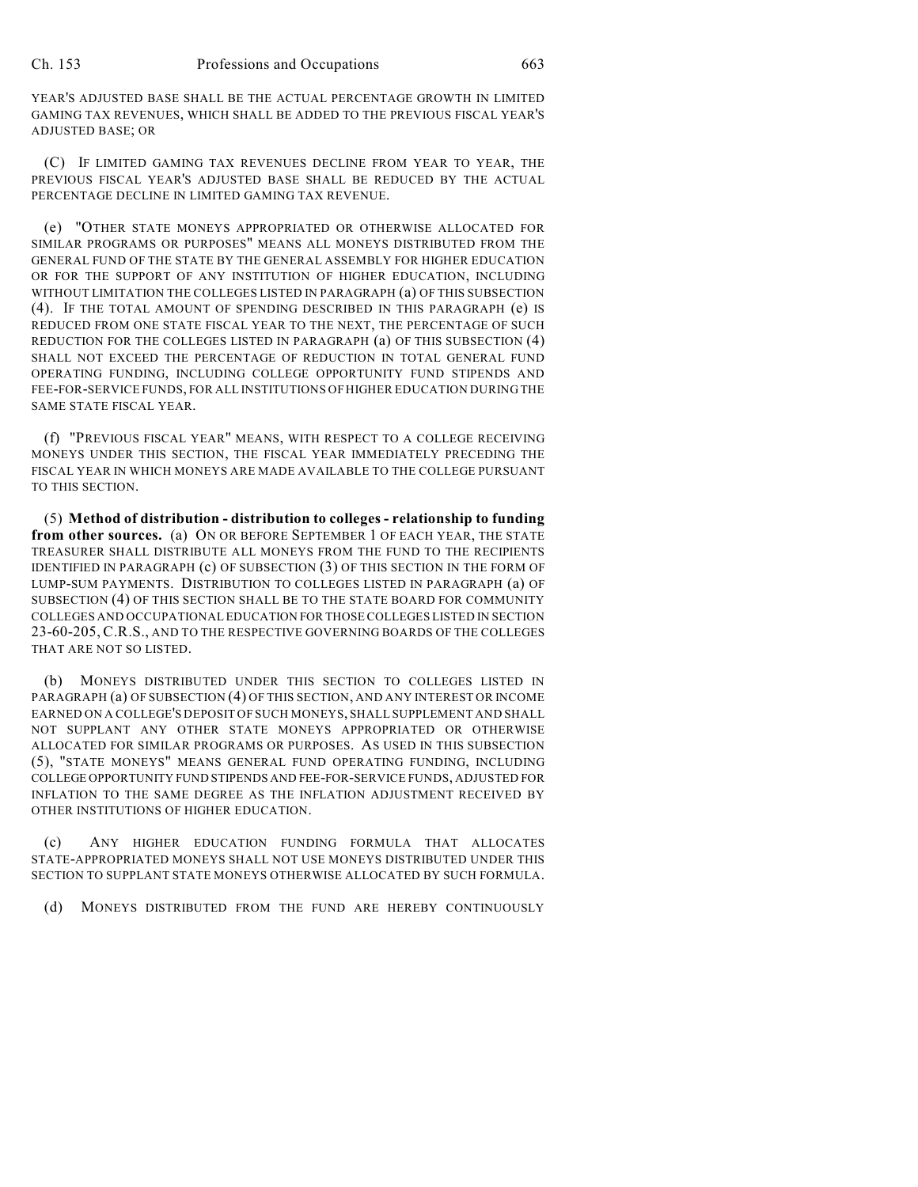YEAR'S ADJUSTED BASE SHALL BE THE ACTUAL PERCENTAGE GROWTH IN LIMITED GAMING TAX REVENUES, WHICH SHALL BE ADDED TO THE PREVIOUS FISCAL YEAR'S ADJUSTED BASE; OR

(C) IF LIMITED GAMING TAX REVENUES DECLINE FROM YEAR TO YEAR, THE PREVIOUS FISCAL YEAR'S ADJUSTED BASE SHALL BE REDUCED BY THE ACTUAL PERCENTAGE DECLINE IN LIMITED GAMING TAX REVENUE.

(e) "OTHER STATE MONEYS APPROPRIATED OR OTHERWISE ALLOCATED FOR SIMILAR PROGRAMS OR PURPOSES" MEANS ALL MONEYS DISTRIBUTED FROM THE GENERAL FUND OF THE STATE BY THE GENERAL ASSEMBLY FOR HIGHER EDUCATION OR FOR THE SUPPORT OF ANY INSTITUTION OF HIGHER EDUCATION, INCLUDING WITHOUT LIMITATION THE COLLEGES LISTED IN PARAGRAPH (a) OF THIS SUBSECTION (4). IF THE TOTAL AMOUNT OF SPENDING DESCRIBED IN THIS PARAGRAPH (e) IS REDUCED FROM ONE STATE FISCAL YEAR TO THE NEXT, THE PERCENTAGE OF SUCH REDUCTION FOR THE COLLEGES LISTED IN PARAGRAPH (a) OF THIS SUBSECTION (4) SHALL NOT EXCEED THE PERCENTAGE OF REDUCTION IN TOTAL GENERAL FUND OPERATING FUNDING, INCLUDING COLLEGE OPPORTUNITY FUND STIPENDS AND FEE-FOR-SERVICE FUNDS, FOR ALL INSTITUTIONS OF HIGHER EDUCATION DURING THE SAME STATE FISCAL YEAR.

(f) "PREVIOUS FISCAL YEAR" MEANS, WITH RESPECT TO A COLLEGE RECEIVING MONEYS UNDER THIS SECTION, THE FISCAL YEAR IMMEDIATELY PRECEDING THE FISCAL YEAR IN WHICH MONEYS ARE MADE AVAILABLE TO THE COLLEGE PURSUANT TO THIS SECTION.

(5) **Method of distribution - distribution to colleges - relationship to funding from other sources.** (a) ON OR BEFORE SEPTEMBER 1 OF EACH YEAR, THE STATE TREASURER SHALL DISTRIBUTE ALL MONEYS FROM THE FUND TO THE RECIPIENTS IDENTIFIED IN PARAGRAPH (c) OF SUBSECTION (3) OF THIS SECTION IN THE FORM OF LUMP-SUM PAYMENTS. DISTRIBUTION TO COLLEGES LISTED IN PARAGRAPH (a) OF SUBSECTION (4) OF THIS SECTION SHALL BE TO THE STATE BOARD FOR COMMUNITY COLLEGES AND OCCUPATIONAL EDUCATION FOR THOSE COLLEGES LISTED IN SECTION 23-60-205, C.R.S., AND TO THE RESPECTIVE GOVERNING BOARDS OF THE COLLEGES THAT ARE NOT SO LISTED.

(b) MONEYS DISTRIBUTED UNDER THIS SECTION TO COLLEGES LISTED IN PARAGRAPH (a) OF SUBSECTION (4) OF THIS SECTION, AND ANY INTEREST OR INCOME EARNED ON A COLLEGE'S DEPOSIT OF SUCH MONEYS, SHALL SUPPLEMENT AND SHALL NOT SUPPLANT ANY OTHER STATE MONEYS APPROPRIATED OR OTHERWISE ALLOCATED FOR SIMILAR PROGRAMS OR PURPOSES. AS USED IN THIS SUBSECTION (5), "STATE MONEYS" MEANS GENERAL FUND OPERATING FUNDING, INCLUDING COLLEGE OPPORTUNITY FUND STIPENDS AND FEE-FOR-SERVICE FUNDS, ADJUSTED FOR INFLATION TO THE SAME DEGREE AS THE INFLATION ADJUSTMENT RECEIVED BY OTHER INSTITUTIONS OF HIGHER EDUCATION.

(c) ANY HIGHER EDUCATION FUNDING FORMULA THAT ALLOCATES STATE-APPROPRIATED MONEYS SHALL NOT USE MONEYS DISTRIBUTED UNDER THIS SECTION TO SUPPLANT STATE MONEYS OTHERWISE ALLOCATED BY SUCH FORMULA.

(d) MONEYS DISTRIBUTED FROM THE FUND ARE HEREBY CONTINUOUSLY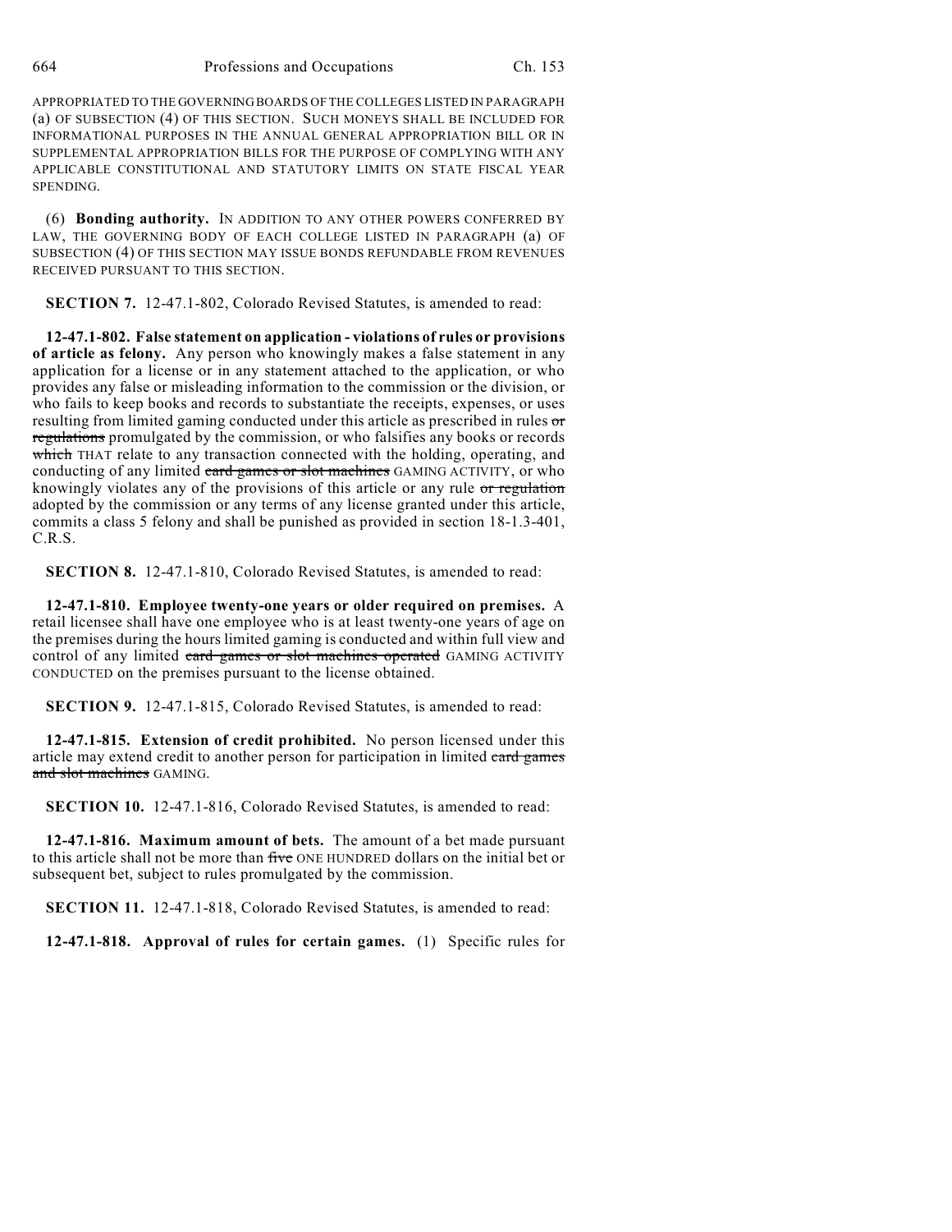APPROPRIATED TO THE GOVERNING BOARDS OF THE COLLEGES LISTED IN PARAGRAPH (a) OF SUBSECTION (4) OF THIS SECTION. SUCH MONEYS SHALL BE INCLUDED FOR INFORMATIONAL PURPOSES IN THE ANNUAL GENERAL APPROPRIATION BILL OR IN SUPPLEMENTAL APPROPRIATION BILLS FOR THE PURPOSE OF COMPLYING WITH ANY APPLICABLE CONSTITUTIONAL AND STATUTORY LIMITS ON STATE FISCAL YEAR SPENDING.

(6) **Bonding authority.** IN ADDITION TO ANY OTHER POWERS CONFERRED BY LAW, THE GOVERNING BODY OF EACH COLLEGE LISTED IN PARAGRAPH (a) OF SUBSECTION (4) OF THIS SECTION MAY ISSUE BONDS REFUNDABLE FROM REVENUES RECEIVED PURSUANT TO THIS SECTION.

**SECTION 7.** 12-47.1-802, Colorado Revised Statutes, is amended to read:

**12-47.1-802. False statement on application - violations of rules or provisions of article as felony.** Any person who knowingly makes a false statement in any application for a license or in any statement attached to the application, or who provides any false or misleading information to the commission or the division, or who fails to keep books and records to substantiate the receipts, expenses, or uses resulting from limited gaming conducted under this article as prescribed in rules ~~or regulations~~ promulgated by the commission, or who falsifies any books or records ~~which~~ THAT relate to any transaction connected with the holding, operating, and conducting of any limited ~~card games or slot machines~~ GAMING ACTIVITY, or who knowingly violates any of the provisions of this article or any rule ~~or regulation~~ adopted by the commission or any terms of any license granted under this article, commits a class 5 felony and shall be punished as provided in section 18-1.3-401, C.R.S.

**SECTION 8.** 12-47.1-810, Colorado Revised Statutes, is amended to read:

**12-47.1-810. Employee twenty-one years or older required on premises.** A retail licensee shall have one employee who is at least twenty-one years of age on the premises during the hours limited gaming is conducted and within full view and control of any limited ~~card games or slot machines operated~~ GAMING ACTIVITY CONDUCTED on the premises pursuant to the license obtained.

**SECTION 9.** 12-47.1-815, Colorado Revised Statutes, is amended to read:

**12-47.1-815. Extension of credit prohibited.** No person licensed under this article may extend credit to another person for participation in limited ~~card games and slot machines~~ GAMING.

**SECTION 10.** 12-47.1-816, Colorado Revised Statutes, is amended to read:

**12-47.1-816. Maximum amount of bets.** The amount of a bet made pursuant to this article shall not be more than ~~five~~ ONE HUNDRED dollars on the initial bet or subsequent bet, subject to rules promulgated by the commission.

**SECTION 11.** 12-47.1-818, Colorado Revised Statutes, is amended to read:

**12-47.1-818. Approval of rules for certain games.** (1) Specific rules for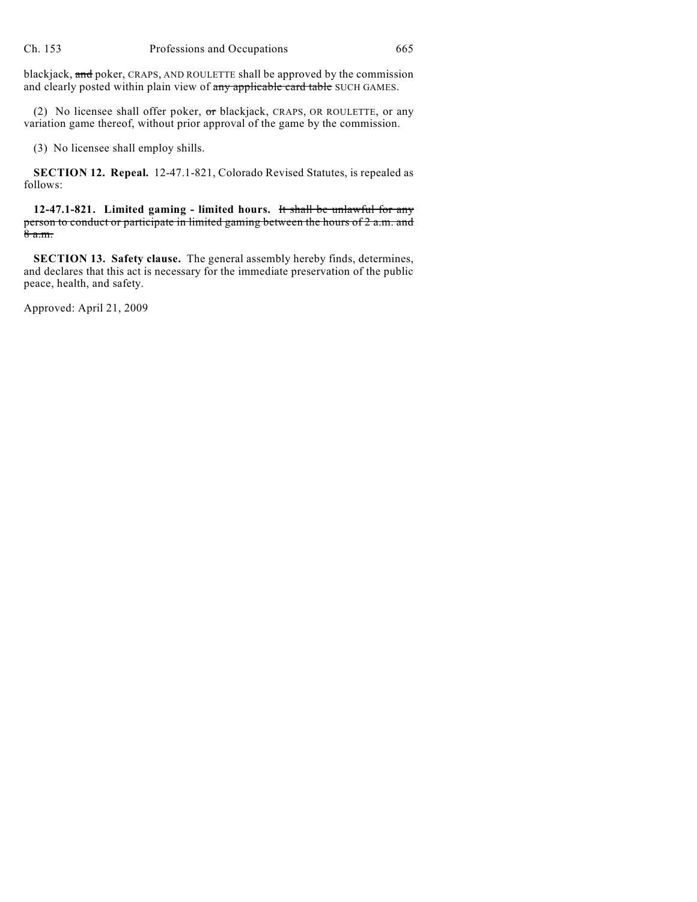blackjack, ~~and~~ poker, CRAPS, AND ROULETTE shall be approved by the commission and clearly posted within plain view of ~~any applicable card table~~ SUCH GAMES.

(2) No licensee shall offer poker, ~~or~~ blackjack, CRAPS, OR ROULETTE, or any variation game thereof, without prior approval of the game by the commission.

(3) No licensee shall employ shills.

**SECTION 12. Repeal.** 12-47.1-821, Colorado Revised Statutes, is repealed as follows:

**12-47.1-821. Limited gaming - limited hours.** ~~It shall be unlawful for any person to conduct or participate in limited gaming between the hours of 2 a.m. and 8 a.m.~~

**SECTION 13. Safety clause.** The general assembly hereby finds, determines, and declares that this act is necessary for the immediate preservation of the public peace, health, and safety.

Approved: April 21, 2009